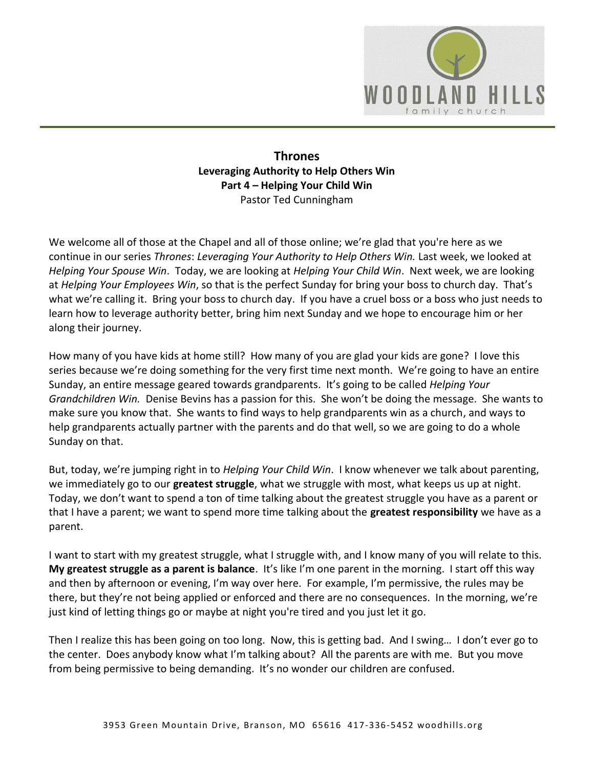# Thrones

## Leveraging Authority to Help Others Win

### Part 4 – Helping Your Child Win

Pastor Ted Cunningham

We welcome all of those at the Chapel and all of those online; we're glad that you're here as we continue in our series *Thrones*: *Leveraging Your Authority to Help Others Win.* Last week, we looked at *Helping Your Spouse Win*. Today, we are looking at *Helping Your Child Win*. Next week, we are looking at *Helping Your Employees Win*, so that is the perfect Sunday for bring your boss to church day. That's what we're calling it. Bring your boss to church day. If you have a cruel boss or a boss who just needs to learn how to leverage authority better, bring him next Sunday and we hope to encourage him or her along their journey.

How many of you have kids at home still? How many of you are glad your kids are gone? I love this series because we're doing something for the very first time next month. We're going to have an entire Sunday, an entire message geared towards grandparents. It's going to be called *Helping Your Grandchildren Win.* Denise Bevins has a passion for this. She won't be doing the message. She wants to make sure you know that. She wants to find ways to help grandparents win as a church, and ways to help grandparents actually partner with the parents and do that well, so we are going to do a whole Sunday on that.

But, today, we're jumping right in to *Helping Your Child Win*. I know whenever we talk about parenting, we immediately go to our **greatest struggle**, what we struggle with most, what keeps us up at night. Today, we don't want to spend a ton of time talking about the greatest struggle you have as a parent or that I have a parent; we want to spend more time talking about the **greatest responsibility** we have as a parent.

I want to start with my greatest struggle, what I struggle with, and I know many of you will relate to this. **My greatest struggle as a parent is balance**. It's like I'm one parent in the morning. I start off this way and then by afternoon or evening, I'm way over here. For example, I'm permissive, the rules may be there, but they're not being applied or enforced and there are no consequences. In the morning, we're just kind of letting things go or maybe at night you're tired and you just let it go.

Then I realize this has been going on too long. Now, this is getting bad. And I swing… I don't ever go to the center. Does anybody know what I'm talking about? All the parents are with me. But you move from being permissive to being demanding. It's no wonder our children are confused.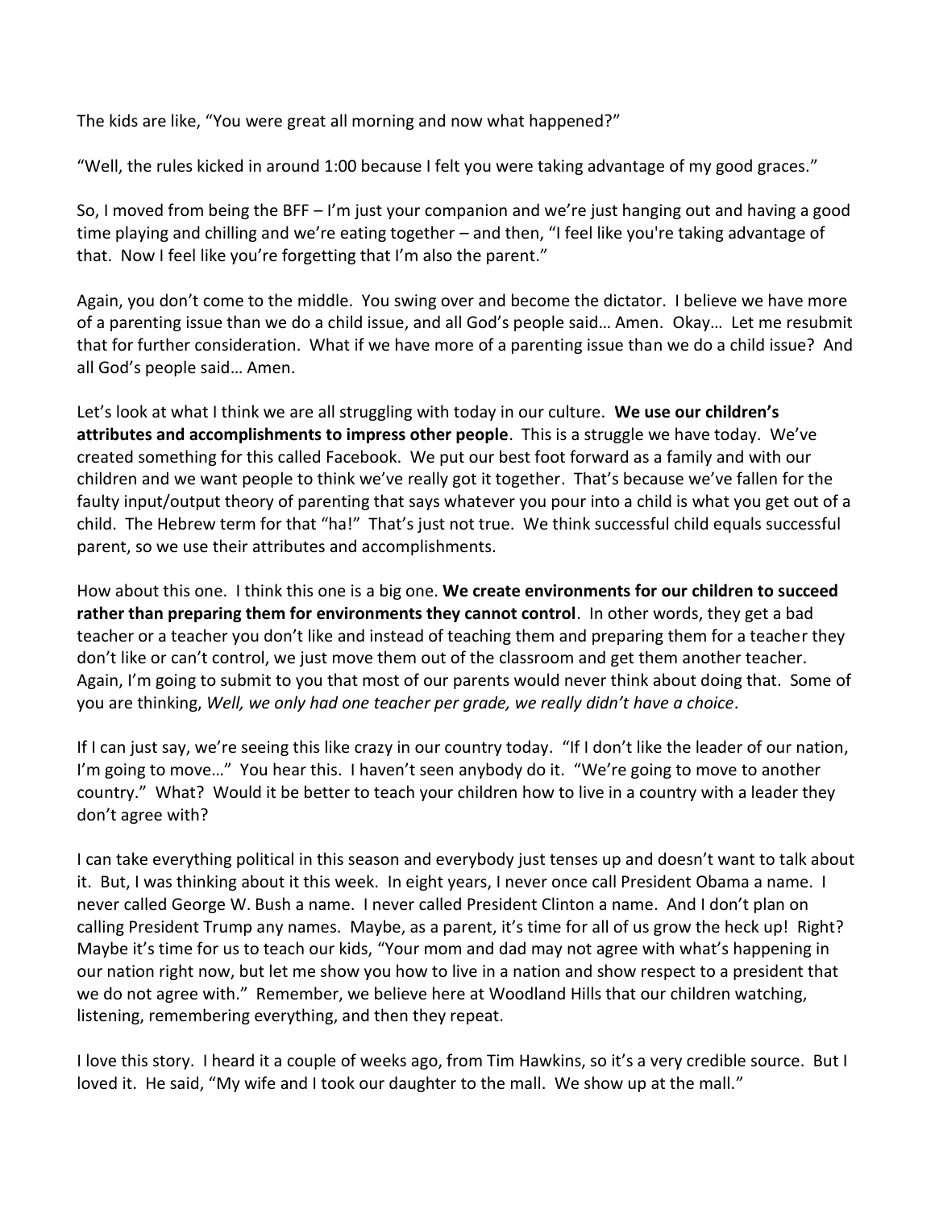The kids are like, "You were great all morning and now what happened?"

"Well, the rules kicked in around 1:00 because I felt you were taking advantage of my good graces."

So, I moved from being the BFF – I'm just your companion and we're just hanging out and having a good time playing and chilling and we're eating together – and then, "I feel like you're taking advantage of that. Now I feel like you're forgetting that I'm also the parent."

Again, you don't come to the middle. You swing over and become the dictator. I believe we have more of a parenting issue than we do a child issue, and all God's people said… Amen. Okay… Let me resubmit that for further consideration. What if we have more of a parenting issue than we do a child issue? And all God's people said… Amen.

Let's look at what I think we are all struggling with today in our culture. **We use our children's attributes and accomplishments to impress other people**. This is a struggle we have today. We've created something for this called Facebook. We put our best foot forward as a family and with our children and we want people to think we've really got it together. That's because we've fallen for the faulty input/output theory of parenting that says whatever you pour into a child is what you get out of a child. The Hebrew term for that "ha!" That's just not true. We think successful child equals successful parent, so we use their attributes and accomplishments.

How about this one. I think this one is a big one. **We create environments for our children to succeed rather than preparing them for environments they cannot control**. In other words, they get a bad teacher or a teacher you don't like and instead of teaching them and preparing them for a teacher they don't like or can't control, we just move them out of the classroom and get them another teacher. Again, I'm going to submit to you that most of our parents would never think about doing that. Some of you are thinking, *Well, we only had one teacher per grade, we really didn't have a choice*.

If I can just say, we're seeing this like crazy in our country today. "If I don't like the leader of our nation, I'm going to move…" You hear this. I haven't seen anybody do it. "We're going to move to another country." What? Would it be better to teach your children how to live in a country with a leader they don't agree with?

I can take everything political in this season and everybody just tenses up and doesn't want to talk about it. But, I was thinking about it this week. In eight years, I never once call President Obama a name. I never called George W. Bush a name. I never called President Clinton a name. And I don't plan on calling President Trump any names. Maybe, as a parent, it's time for all of us grow the heck up! Right? Maybe it's time for us to teach our kids, "Your mom and dad may not agree with what's happening in our nation right now, but let me show you how to live in a nation and show respect to a president that we do not agree with." Remember, we believe here at Woodland Hills that our children watching, listening, remembering everything, and then they repeat.

I love this story. I heard it a couple of weeks ago, from Tim Hawkins, so it's a very credible source. But I loved it. He said, "My wife and I took our daughter to the mall. We show up at the mall."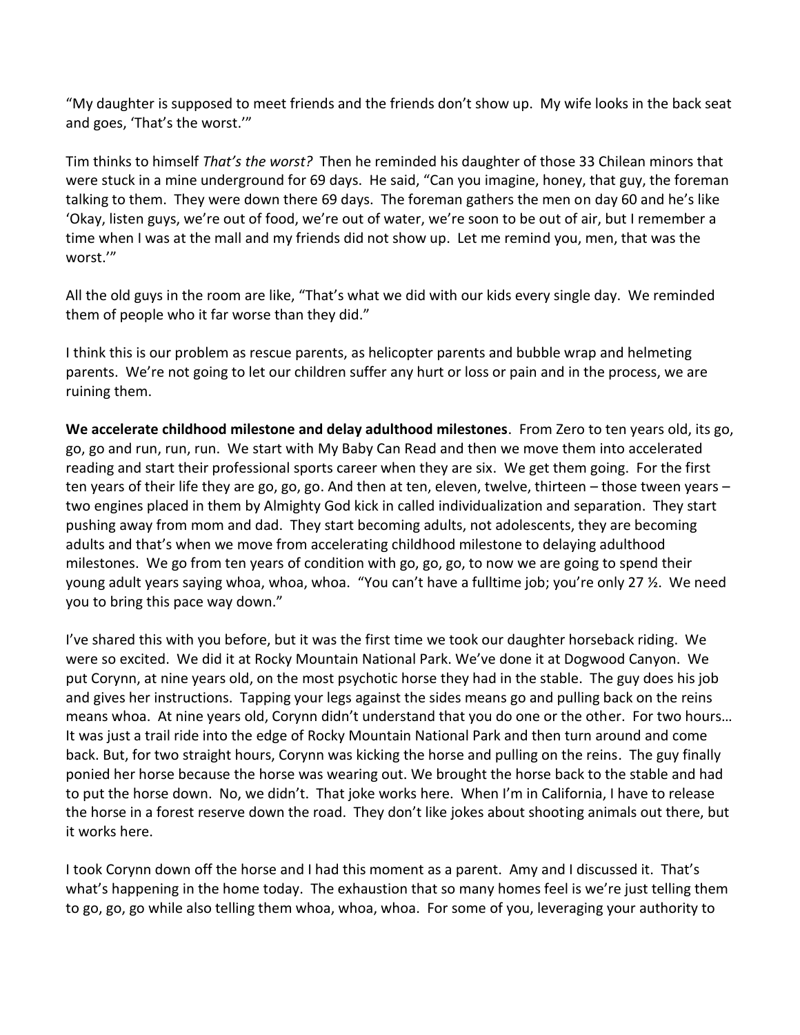"My daughter is supposed to meet friends and the friends don't show up. My wife looks in the back seat and goes, 'That's the worst.'"

Tim thinks to himself *That's the worst?* Then he reminded his daughter of those 33 Chilean minors that were stuck in a mine underground for 69 days. He said, "Can you imagine, honey, that guy, the foreman talking to them. They were down there 69 days. The foreman gathers the men on day 60 and he's like 'Okay, listen guys, we're out of food, we're out of water, we're soon to be out of air, but I remember a time when I was at the mall and my friends did not show up. Let me remind you, men, that was the worst.'"

All the old guys in the room are like, "That's what we did with our kids every single day. We reminded them of people who it far worse than they did."

I think this is our problem as rescue parents, as helicopter parents and bubble wrap and helmeting parents. We're not going to let our children suffer any hurt or loss or pain and in the process, we are ruining them.

**We accelerate childhood milestone and delay adulthood milestones**. From Zero to ten years old, its go, go, go and run, run, run. We start with My Baby Can Read and then we move them into accelerated reading and start their professional sports career when they are six. We get them going. For the first ten years of their life they are go, go, go. And then at ten, eleven, twelve, thirteen – those tween years – two engines placed in them by Almighty God kick in called individualization and separation. They start pushing away from mom and dad. They start becoming adults, not adolescents, they are becoming adults and that's when we move from accelerating childhood milestone to delaying adulthood milestones. We go from ten years of condition with go, go, go, to now we are going to spend their young adult years saying whoa, whoa, whoa. "You can't have a fulltime job; you're only 27 ½. We need you to bring this pace way down."

I've shared this with you before, but it was the first time we took our daughter horseback riding. We were so excited. We did it at Rocky Mountain National Park. We've done it at Dogwood Canyon. We put Corynn, at nine years old, on the most psychotic horse they had in the stable. The guy does his job and gives her instructions. Tapping your legs against the sides means go and pulling back on the reins means whoa. At nine years old, Corynn didn't understand that you do one or the other. For two hours… It was just a trail ride into the edge of Rocky Mountain National Park and then turn around and come back. But, for two straight hours, Corynn was kicking the horse and pulling on the reins. The guy finally ponied her horse because the horse was wearing out. We brought the horse back to the stable and had to put the horse down. No, we didn't. That joke works here. When I'm in California, I have to release the horse in a forest reserve down the road. They don't like jokes about shooting animals out there, but it works here.

I took Corynn down off the horse and I had this moment as a parent. Amy and I discussed it. That's what's happening in the home today. The exhaustion that so many homes feel is we're just telling them to go, go, go while also telling them whoa, whoa, whoa. For some of you, leveraging your authority to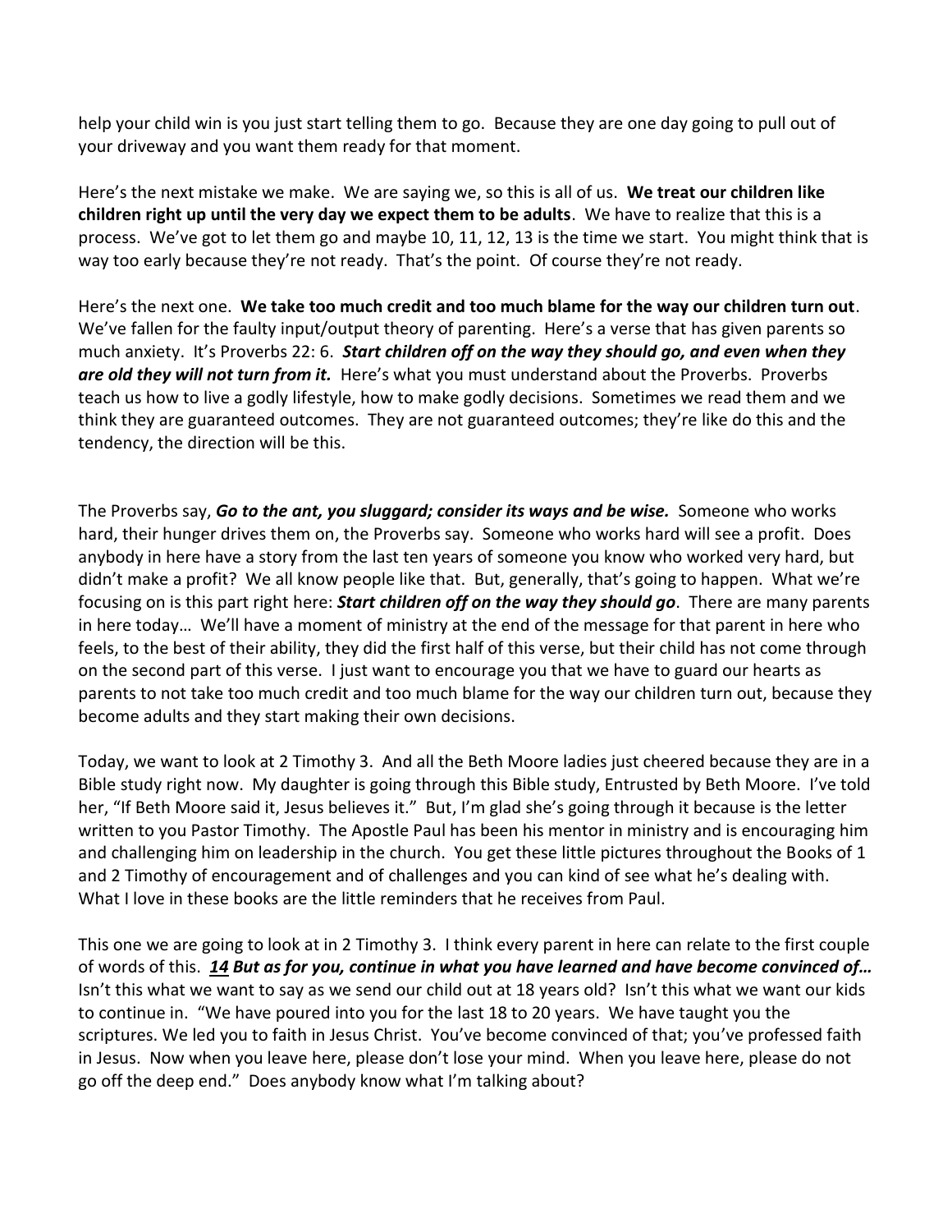help your child win is you just start telling them to go. Because they are one day going to pull out of your driveway and you want them ready for that moment.

Here's the next mistake we make. We are saying we, so this is all of us. **We treat our children like children right up until the very day we expect them to be adults**. We have to realize that this is a process. We've got to let them go and maybe 10, 11, 12, 13 is the time we start. You might think that is way too early because they're not ready. That's the point. Of course they're not ready.

Here's the next one. **We take too much credit and too much blame for the way our children turn out**. We've fallen for the faulty input/output theory of parenting. Here's a verse that has given parents so much anxiety. It's Proverbs 22: 6. ***Start children off on the way they should go, and even when they are old they will not turn from it.*** Here's what you must understand about the Proverbs. Proverbs teach us how to live a godly lifestyle, how to make godly decisions. Sometimes we read them and we think they are guaranteed outcomes. They are not guaranteed outcomes; they're like do this and the tendency, the direction will be this.

The Proverbs say, ***Go to the ant, you sluggard; consider its ways and be wise.*** Someone who works hard, their hunger drives them on, the Proverbs say. Someone who works hard will see a profit. Does anybody in here have a story from the last ten years of someone you know who worked very hard, but didn't make a profit? We all know people like that. But, generally, that's going to happen. What we're focusing on is this part right here: ***Start children off on the way they should go***. There are many parents in here today… We'll have a moment of ministry at the end of the message for that parent in here who feels, to the best of their ability, they did the first half of this verse, but their child has not come through on the second part of this verse. I just want to encourage you that we have to guard our hearts as parents to not take too much credit and too much blame for the way our children turn out, because they become adults and they start making their own decisions.

Today, we want to look at 2 Timothy 3. And all the Beth Moore ladies just cheered because they are in a Bible study right now. My daughter is going through this Bible study, Entrusted by Beth Moore. I've told her, "If Beth Moore said it, Jesus believes it." But, I'm glad she's going through it because is the letter written to you Pastor Timothy. The Apostle Paul has been his mentor in ministry and is encouraging him and challenging him on leadership in the church. You get these little pictures throughout the Books of 1 and 2 Timothy of encouragement and of challenges and you can kind of see what he's dealing with. What I love in these books are the little reminders that he receives from Paul.

This one we are going to look at in 2 Timothy 3. I think every parent in here can relate to the first couple of words of this. ***14 But as for you, continue in what you have learned and have become convinced of…*** Isn't this what we want to say as we send our child out at 18 years old? Isn't this what we want our kids to continue in. "We have poured into you for the last 18 to 20 years. We have taught you the scriptures. We led you to faith in Jesus Christ. You've become convinced of that; you've professed faith in Jesus. Now when you leave here, please don't lose your mind. When you leave here, please do not go off the deep end." Does anybody know what I'm talking about?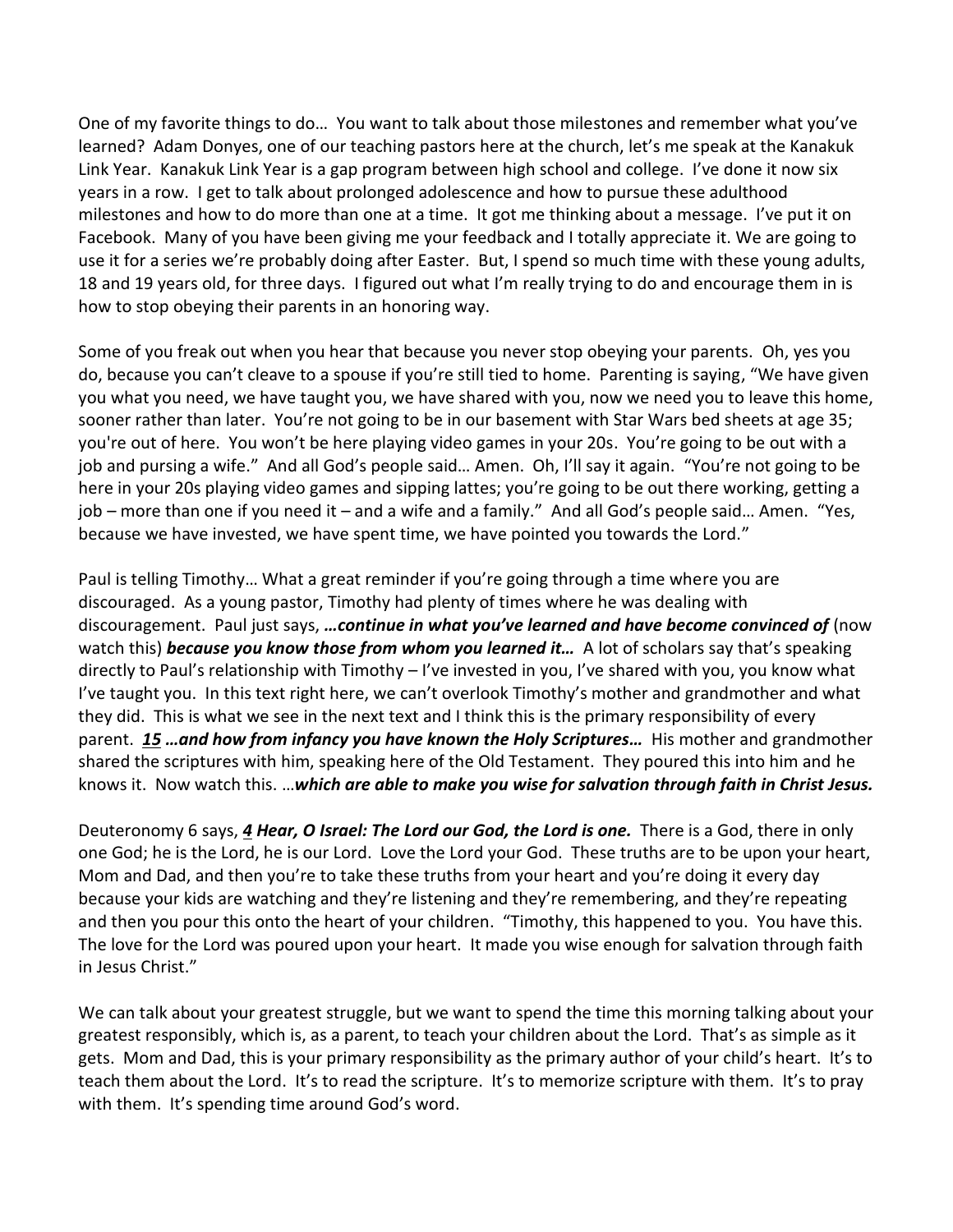One of my favorite things to do… You want to talk about those milestones and remember what you've learned? Adam Donyes, one of our teaching pastors here at the church, let's me speak at the Kanakuk Link Year. Kanakuk Link Year is a gap program between high school and college. I've done it now six years in a row. I get to talk about prolonged adolescence and how to pursue these adulthood milestones and how to do more than one at a time. It got me thinking about a message. I've put it on Facebook. Many of you have been giving me your feedback and I totally appreciate it. We are going to use it for a series we're probably doing after Easter. But, I spend so much time with these young adults, 18 and 19 years old, for three days. I figured out what I'm really trying to do and encourage them in is how to stop obeying their parents in an honoring way.

Some of you freak out when you hear that because you never stop obeying your parents. Oh, yes you do, because you can't cleave to a spouse if you're still tied to home. Parenting is saying, "We have given you what you need, we have taught you, we have shared with you, now we need you to leave this home, sooner rather than later. You're not going to be in our basement with Star Wars bed sheets at age 35; you're out of here. You won't be here playing video games in your 20s. You're going to be out with a job and pursing a wife." And all God's people said… Amen. Oh, I'll say it again. "You're not going to be here in your 20s playing video games and sipping lattes; you're going to be out there working, getting a job – more than one if you need it – and a wife and a family." And all God's people said… Amen. "Yes, because we have invested, we have spent time, we have pointed you towards the Lord."

Paul is telling Timothy… What a great reminder if you're going through a time where you are discouraged. As a young pastor, Timothy had plenty of times where he was dealing with discouragement. Paul just says, ***…continue in what you've learned and have become convinced of*** (now watch this) ***because you know those from whom you learned it…*** A lot of scholars say that's speaking directly to Paul's relationship with Timothy – I've invested in you, I've shared with you, you know what I've taught you. In this text right here, we can't overlook Timothy's mother and grandmother and what they did. This is what we see in the next text and I think this is the primary responsibility of every parent. ***15 …and how from infancy you have known the Holy Scriptures…*** His mother and grandmother shared the scriptures with him, speaking here of the Old Testament. They poured this into him and he knows it. Now watch this. …***which are able to make you wise for salvation through faith in Christ Jesus.***

Deuteronomy 6 says, ***4 Hear, O Israel: The Lord our God, the Lord is one.*** There is a God, there in only one God; he is the Lord, he is our Lord. Love the Lord your God. These truths are to be upon your heart, Mom and Dad, and then you're to take these truths from your heart and you're doing it every day because your kids are watching and they're listening and they're remembering, and they're repeating and then you pour this onto the heart of your children. "Timothy, this happened to you. You have this. The love for the Lord was poured upon your heart. It made you wise enough for salvation through faith in Jesus Christ."

We can talk about your greatest struggle, but we want to spend the time this morning talking about your greatest responsibly, which is, as a parent, to teach your children about the Lord. That's as simple as it gets. Mom and Dad, this is your primary responsibility as the primary author of your child's heart. It's to teach them about the Lord. It's to read the scripture. It's to memorize scripture with them. It's to pray with them. It's spending time around God's word.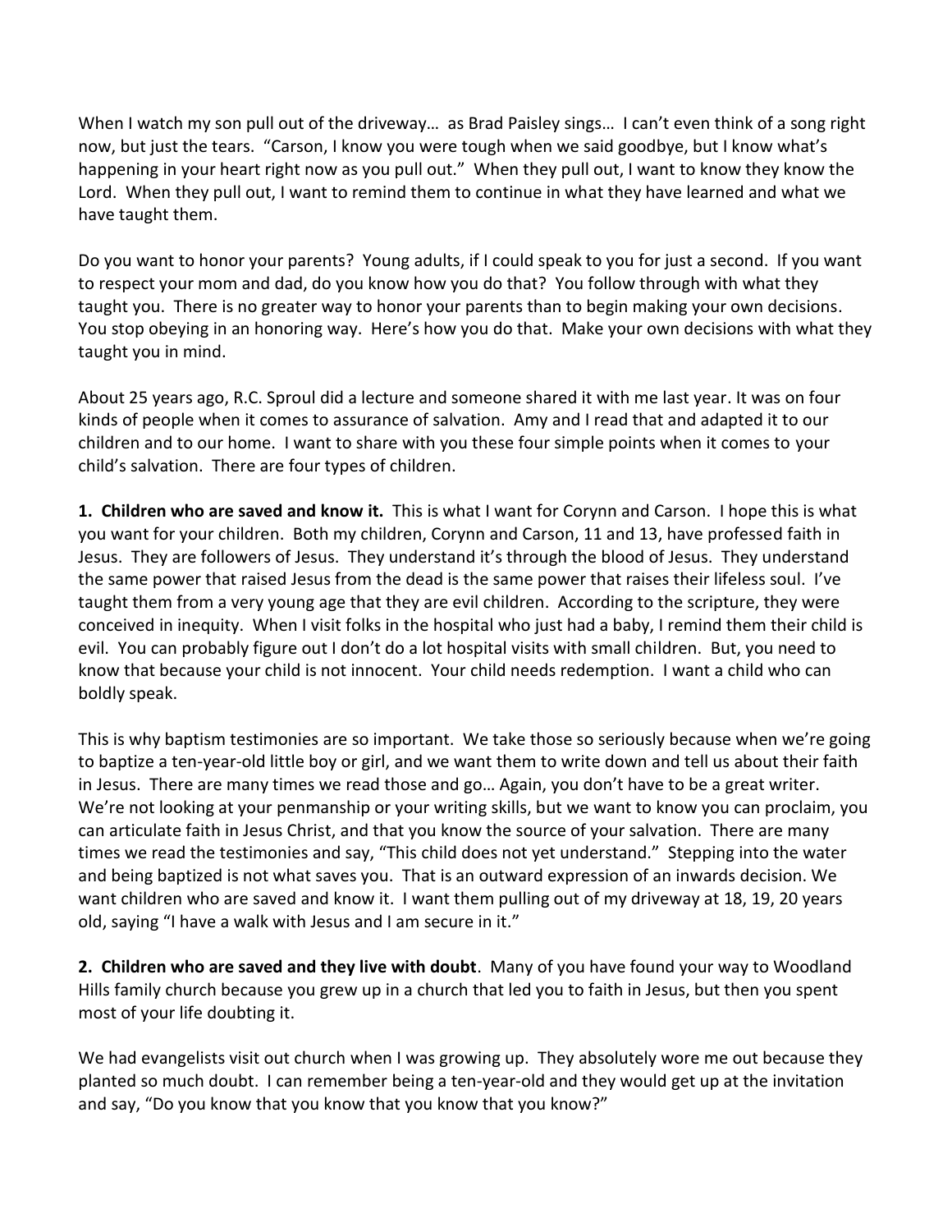When I watch my son pull out of the driveway… as Brad Paisley sings… I can't even think of a song right now, but just the tears. "Carson, I know you were tough when we said goodbye, but I know what's happening in your heart right now as you pull out." When they pull out, I want to know they know the Lord. When they pull out, I want to remind them to continue in what they have learned and what we have taught them.

Do you want to honor your parents? Young adults, if I could speak to you for just a second. If you want to respect your mom and dad, do you know how you do that? You follow through with what they taught you. There is no greater way to honor your parents than to begin making your own decisions. You stop obeying in an honoring way. Here's how you do that. Make your own decisions with what they taught you in mind.

About 25 years ago, R.C. Sproul did a lecture and someone shared it with me last year. It was on four kinds of people when it comes to assurance of salvation. Amy and I read that and adapted it to our children and to our home. I want to share with you these four simple points when it comes to your child's salvation. There are four types of children.

**1. Children who are saved and know it.** This is what I want for Corynn and Carson. I hope this is what you want for your children. Both my children, Corynn and Carson, 11 and 13, have professed faith in Jesus. They are followers of Jesus. They understand it's through the blood of Jesus. They understand the same power that raised Jesus from the dead is the same power that raises their lifeless soul. I've taught them from a very young age that they are evil children. According to the scripture, they were conceived in inequity. When I visit folks in the hospital who just had a baby, I remind them their child is evil. You can probably figure out I don't do a lot hospital visits with small children. But, you need to know that because your child is not innocent. Your child needs redemption. I want a child who can boldly speak.

This is why baptism testimonies are so important. We take those so seriously because when we're going to baptize a ten-year-old little boy or girl, and we want them to write down and tell us about their faith in Jesus. There are many times we read those and go… Again, you don't have to be a great writer. We're not looking at your penmanship or your writing skills, but we want to know you can proclaim, you can articulate faith in Jesus Christ, and that you know the source of your salvation. There are many times we read the testimonies and say, "This child does not yet understand." Stepping into the water and being baptized is not what saves you. That is an outward expression of an inwards decision. We want children who are saved and know it. I want them pulling out of my driveway at 18, 19, 20 years old, saying "I have a walk with Jesus and I am secure in it."

**2. Children who are saved and they live with doubt**. Many of you have found your way to Woodland Hills family church because you grew up in a church that led you to faith in Jesus, but then you spent most of your life doubting it.

We had evangelists visit out church when I was growing up. They absolutely wore me out because they planted so much doubt. I can remember being a ten-year-old and they would get up at the invitation and say, "Do you know that you know that you know that you know?"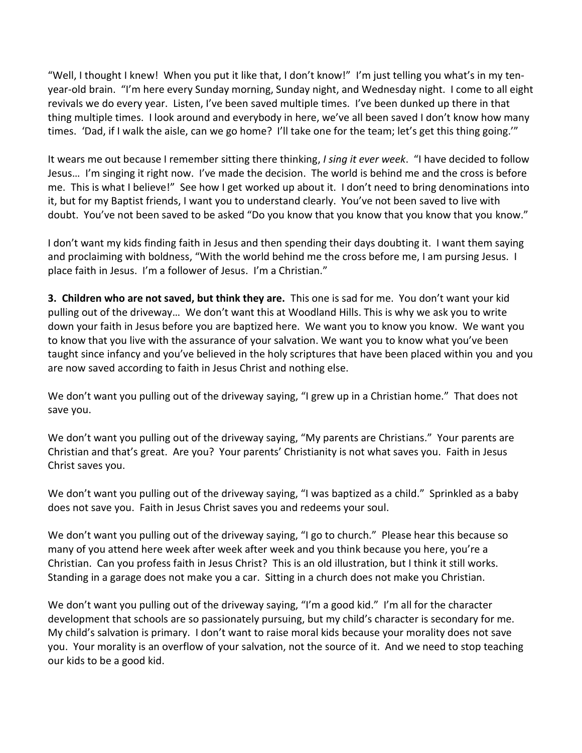"Well, I thought I knew! When you put it like that, I don't know!" I'm just telling you what's in my ten-year-old brain. "I'm here every Sunday morning, Sunday night, and Wednesday night. I come to all eight revivals we do every year. Listen, I've been saved multiple times. I've been dunked up there in that thing multiple times. I look around and everybody in here, we've all been saved I don't know how many times. 'Dad, if I walk the aisle, can we go home? I'll take one for the team; let's get this thing going.'"

It wears me out because I remember sitting there thinking, *I sing it ever week*. "I have decided to follow Jesus… I'm singing it right now. I've made the decision. The world is behind me and the cross is before me. This is what I believe!" See how I get worked up about it. I don't need to bring denominations into it, but for my Baptist friends, I want you to understand clearly. You've not been saved to live with doubt. You've not been saved to be asked "Do you know that you know that you know that you know."

I don't want my kids finding faith in Jesus and then spending their days doubting it. I want them saying and proclaiming with boldness, "With the world behind me the cross before me, I am pursing Jesus. I place faith in Jesus. I'm a follower of Jesus. I'm a Christian."

**3. Children who are not saved, but think they are.** This one is sad for me. You don't want your kid pulling out of the driveway… We don't want this at Woodland Hills. This is why we ask you to write down your faith in Jesus before you are baptized here. We want you to know you know. We want you to know that you live with the assurance of your salvation. We want you to know what you've been taught since infancy and you've believed in the holy scriptures that have been placed within you and you are now saved according to faith in Jesus Christ and nothing else.

We don't want you pulling out of the driveway saying, "I grew up in a Christian home." That does not save you.

We don't want you pulling out of the driveway saying, "My parents are Christians." Your parents are Christian and that's great. Are you? Your parents' Christianity is not what saves you. Faith in Jesus Christ saves you.

We don't want you pulling out of the driveway saying, "I was baptized as a child." Sprinkled as a baby does not save you. Faith in Jesus Christ saves you and redeems your soul.

We don't want you pulling out of the driveway saying, "I go to church." Please hear this because so many of you attend here week after week after week and you think because you here, you're a Christian. Can you profess faith in Jesus Christ? This is an old illustration, but I think it still works. Standing in a garage does not make you a car. Sitting in a church does not make you Christian.

We don't want you pulling out of the driveway saying, "I'm a good kid." I'm all for the character development that schools are so passionately pursuing, but my child's character is secondary for me. My child's salvation is primary. I don't want to raise moral kids because your morality does not save you. Your morality is an overflow of your salvation, not the source of it. And we need to stop teaching our kids to be a good kid.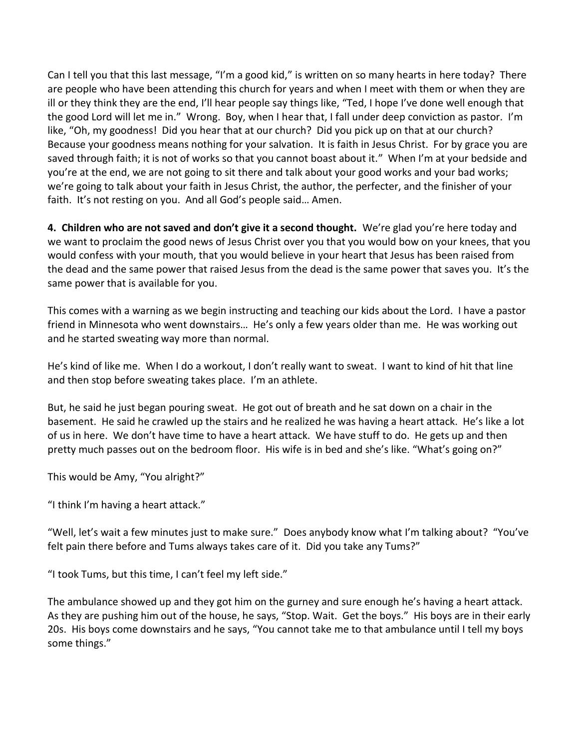Can I tell you that this last message, "I'm a good kid," is written on so many hearts in here today? There are people who have been attending this church for years and when I meet with them or when they are ill or they think they are the end, I'll hear people say things like, "Ted, I hope I've done well enough that the good Lord will let me in." Wrong. Boy, when I hear that, I fall under deep conviction as pastor. I'm like, "Oh, my goodness! Did you hear that at our church? Did you pick up on that at our church? Because your goodness means nothing for your salvation. It is faith in Jesus Christ. For by grace you are saved through faith; it is not of works so that you cannot boast about it." When I'm at your bedside and you're at the end, we are not going to sit there and talk about your good works and your bad works; we're going to talk about your faith in Jesus Christ, the author, the perfecter, and the finisher of your faith. It's not resting on you. And all God's people said… Amen.

**4. Children who are not saved and don't give it a second thought.** We're glad you're here today and we want to proclaim the good news of Jesus Christ over you that you would bow on your knees, that you would confess with your mouth, that you would believe in your heart that Jesus has been raised from the dead and the same power that raised Jesus from the dead is the same power that saves you. It's the same power that is available for you.

This comes with a warning as we begin instructing and teaching our kids about the Lord. I have a pastor friend in Minnesota who went downstairs… He's only a few years older than me. He was working out and he started sweating way more than normal.

He's kind of like me. When I do a workout, I don't really want to sweat. I want to kind of hit that line and then stop before sweating takes place. I'm an athlete.

But, he said he just began pouring sweat. He got out of breath and he sat down on a chair in the basement. He said he crawled up the stairs and he realized he was having a heart attack. He's like a lot of us in here. We don't have time to have a heart attack. We have stuff to do. He gets up and then pretty much passes out on the bedroom floor. His wife is in bed and she's like. "What's going on?"

This would be Amy, "You alright?"

"I think I'm having a heart attack."

"Well, let's wait a few minutes just to make sure." Does anybody know what I'm talking about? "You've felt pain there before and Tums always takes care of it. Did you take any Tums?"

"I took Tums, but this time, I can't feel my left side."

The ambulance showed up and they got him on the gurney and sure enough he's having a heart attack. As they are pushing him out of the house, he says, "Stop. Wait. Get the boys." His boys are in their early 20s. His boys come downstairs and he says, "You cannot take me to that ambulance until I tell my boys some things."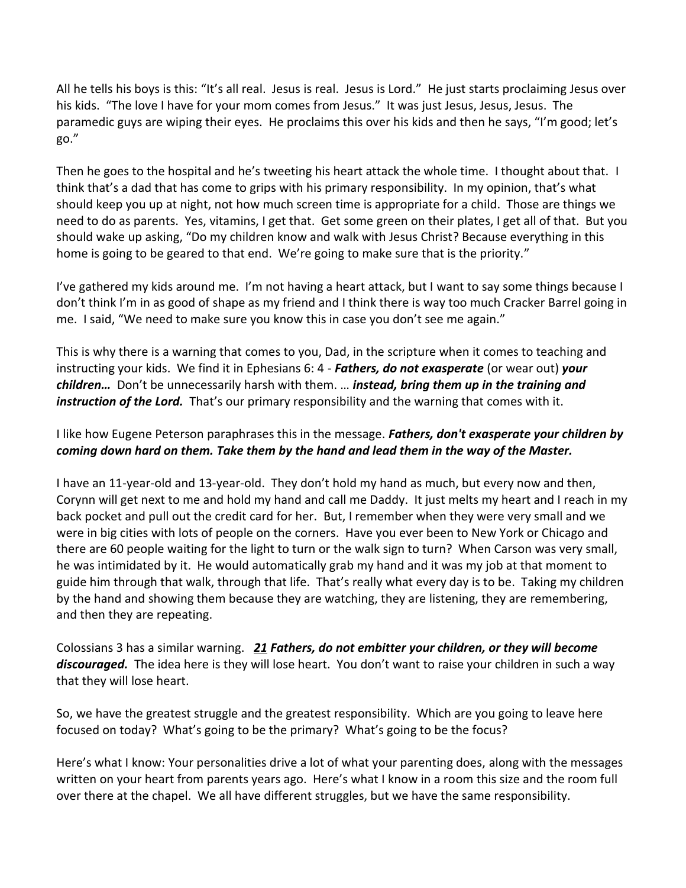All he tells his boys is this: "It's all real. Jesus is real. Jesus is Lord." He just starts proclaiming Jesus over his kids. "The love I have for your mom comes from Jesus." It was just Jesus, Jesus, Jesus. The paramedic guys are wiping their eyes. He proclaims this over his kids and then he says, "I'm good; let's go."

Then he goes to the hospital and he's tweeting his heart attack the whole time. I thought about that. I think that's a dad that has come to grips with his primary responsibility. In my opinion, that's what should keep you up at night, not how much screen time is appropriate for a child. Those are things we need to do as parents. Yes, vitamins, I get that. Get some green on their plates, I get all of that. But you should wake up asking, "Do my children know and walk with Jesus Christ? Because everything in this home is going to be geared to that end. We're going to make sure that is the priority."

I've gathered my kids around me. I'm not having a heart attack, but I want to say some things because I don't think I'm in as good of shape as my friend and I think there is way too much Cracker Barrel going in me. I said, "We need to make sure you know this in case you don't see me again."

This is why there is a warning that comes to you, Dad, in the scripture when it comes to teaching and instructing your kids. We find it in Ephesians 6: 4 - ***Fathers, do not exasperate*** (or wear out) ***your children…*** Don't be unnecessarily harsh with them. … ***instead, bring them up in the training and instruction of the Lord.*** That's our primary responsibility and the warning that comes with it.

I like how Eugene Peterson paraphrases this in the message. ***Fathers, don't exasperate your children by coming down hard on them. Take them by the hand and lead them in the way of the Master.***

I have an 11-year-old and 13-year-old. They don't hold my hand as much, but every now and then, Corynn will get next to me and hold my hand and call me Daddy. It just melts my heart and I reach in my back pocket and pull out the credit card for her. But, I remember when they were very small and we were in big cities with lots of people on the corners. Have you ever been to New York or Chicago and there are 60 people waiting for the light to turn or the walk sign to turn? When Carson was very small, he was intimidated by it. He would automatically grab my hand and it was my job at that moment to guide him through that walk, through that life. That's really what every day is to be. Taking my children by the hand and showing them because they are watching, they are listening, they are remembering, and then they are repeating.

Colossians 3 has a similar warning. ***21 Fathers, do not embitter your children, or they will become discouraged.*** The idea here is they will lose heart. You don't want to raise your children in such a way that they will lose heart.

So, we have the greatest struggle and the greatest responsibility. Which are you going to leave here focused on today? What's going to be the primary? What's going to be the focus?

Here's what I know: Your personalities drive a lot of what your parenting does, along with the messages written on your heart from parents years ago. Here's what I know in a room this size and the room full over there at the chapel. We all have different struggles, but we have the same responsibility.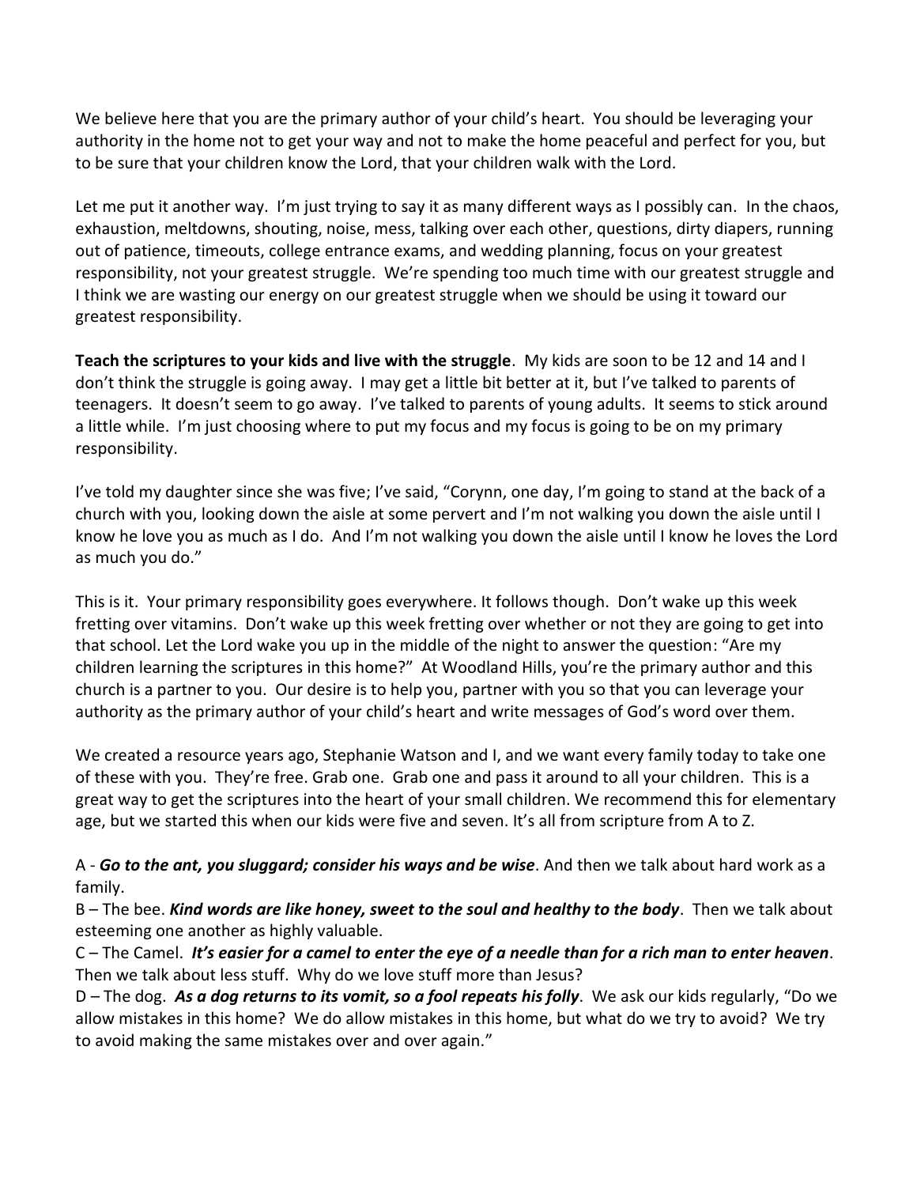We believe here that you are the primary author of your child's heart. You should be leveraging your authority in the home not to get your way and not to make the home peaceful and perfect for you, but to be sure that your children know the Lord, that your children walk with the Lord.

Let me put it another way. I'm just trying to say it as many different ways as I possibly can. In the chaos, exhaustion, meltdowns, shouting, noise, mess, talking over each other, questions, dirty diapers, running out of patience, timeouts, college entrance exams, and wedding planning, focus on your greatest responsibility, not your greatest struggle. We're spending too much time with our greatest struggle and I think we are wasting our energy on our greatest struggle when we should be using it toward our greatest responsibility.

**Teach the scriptures to your kids and live with the struggle**. My kids are soon to be 12 and 14 and I don't think the struggle is going away. I may get a little bit better at it, but I've talked to parents of teenagers. It doesn't seem to go away. I've talked to parents of young adults. It seems to stick around a little while. I'm just choosing where to put my focus and my focus is going to be on my primary responsibility.

I've told my daughter since she was five; I've said, "Corynn, one day, I'm going to stand at the back of a church with you, looking down the aisle at some pervert and I'm not walking you down the aisle until I know he love you as much as I do. And I'm not walking you down the aisle until I know he loves the Lord as much you do."

This is it. Your primary responsibility goes everywhere. It follows though. Don't wake up this week fretting over vitamins. Don't wake up this week fretting over whether or not they are going to get into that school. Let the Lord wake you up in the middle of the night to answer the question: "Are my children learning the scriptures in this home?" At Woodland Hills, you're the primary author and this church is a partner to you. Our desire is to help you, partner with you so that you can leverage your authority as the primary author of your child's heart and write messages of God's word over them.

We created a resource years ago, Stephanie Watson and I, and we want every family today to take one of these with you. They're free. Grab one. Grab one and pass it around to all your children. This is a great way to get the scriptures into the heart of your small children. We recommend this for elementary age, but we started this when our kids were five and seven. It's all from scripture from A to Z.

A - ***Go to the ant, you sluggard; consider his ways and be wise***. And then we talk about hard work as a family.
B – The bee. ***Kind words are like honey, sweet to the soul and healthy to the body***. Then we talk about esteeming one another as highly valuable.
C – The Camel. ***It's easier for a camel to enter the eye of a needle than for a rich man to enter heaven***. Then we talk about less stuff. Why do we love stuff more than Jesus?
D – The dog. ***As a dog returns to its vomit, so a fool repeats his folly***. We ask our kids regularly, "Do we allow mistakes in this home? We do allow mistakes in this home, but what do we try to avoid? We try to avoid making the same mistakes over and over again."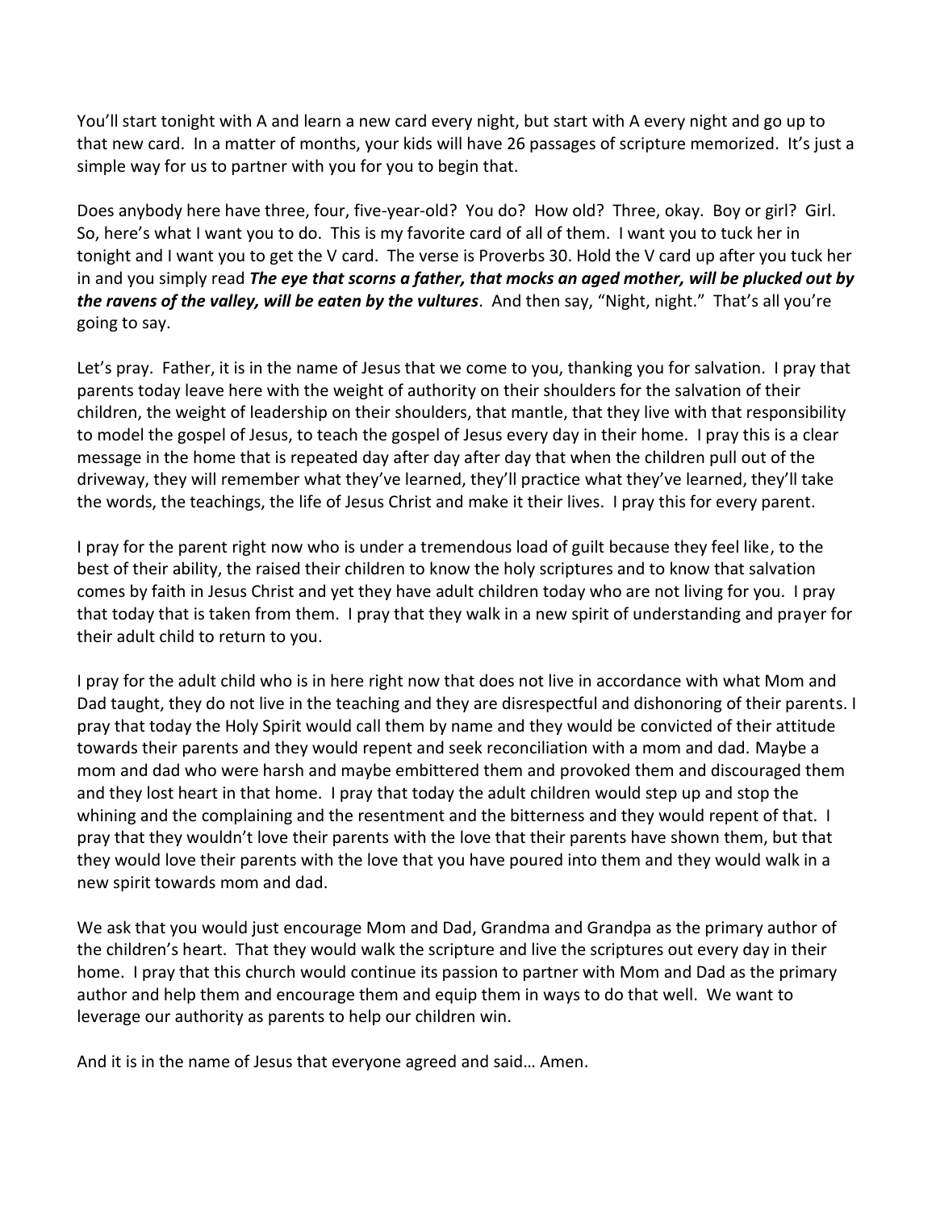You'll start tonight with A and learn a new card every night, but start with A every night and go up to that new card. In a matter of months, your kids will have 26 passages of scripture memorized. It's just a simple way for us to partner with you for you to begin that.

Does anybody here have three, four, five-year-old? You do? How old? Three, okay. Boy or girl? Girl. So, here's what I want you to do. This is my favorite card of all of them. I want you to tuck her in tonight and I want you to get the V card. The verse is Proverbs 30. Hold the V card up after you tuck her in and you simply read ***The eye that scorns a father, that mocks an aged mother, will be plucked out by the ravens of the valley, will be eaten by the vultures***. And then say, "Night, night." That's all you're going to say.

Let's pray. Father, it is in the name of Jesus that we come to you, thanking you for salvation. I pray that parents today leave here with the weight of authority on their shoulders for the salvation of their children, the weight of leadership on their shoulders, that mantle, that they live with that responsibility to model the gospel of Jesus, to teach the gospel of Jesus every day in their home. I pray this is a clear message in the home that is repeated day after day after day that when the children pull out of the driveway, they will remember what they've learned, they'll practice what they've learned, they'll take the words, the teachings, the life of Jesus Christ and make it their lives. I pray this for every parent.

I pray for the parent right now who is under a tremendous load of guilt because they feel like, to the best of their ability, the raised their children to know the holy scriptures and to know that salvation comes by faith in Jesus Christ and yet they have adult children today who are not living for you. I pray that today that is taken from them. I pray that they walk in a new spirit of understanding and prayer for their adult child to return to you.

I pray for the adult child who is in here right now that does not live in accordance with what Mom and Dad taught, they do not live in the teaching and they are disrespectful and dishonoring of their parents. I pray that today the Holy Spirit would call them by name and they would be convicted of their attitude towards their parents and they would repent and seek reconciliation with a mom and dad. Maybe a mom and dad who were harsh and maybe embittered them and provoked them and discouraged them and they lost heart in that home. I pray that today the adult children would step up and stop the whining and the complaining and the resentment and the bitterness and they would repent of that. I pray that they wouldn't love their parents with the love that their parents have shown them, but that they would love their parents with the love that you have poured into them and they would walk in a new spirit towards mom and dad.

We ask that you would just encourage Mom and Dad, Grandma and Grandpa as the primary author of the children's heart. That they would walk the scripture and live the scriptures out every day in their home. I pray that this church would continue its passion to partner with Mom and Dad as the primary author and help them and encourage them and equip them in ways to do that well. We want to leverage our authority as parents to help our children win.

And it is in the name of Jesus that everyone agreed and said… Amen.